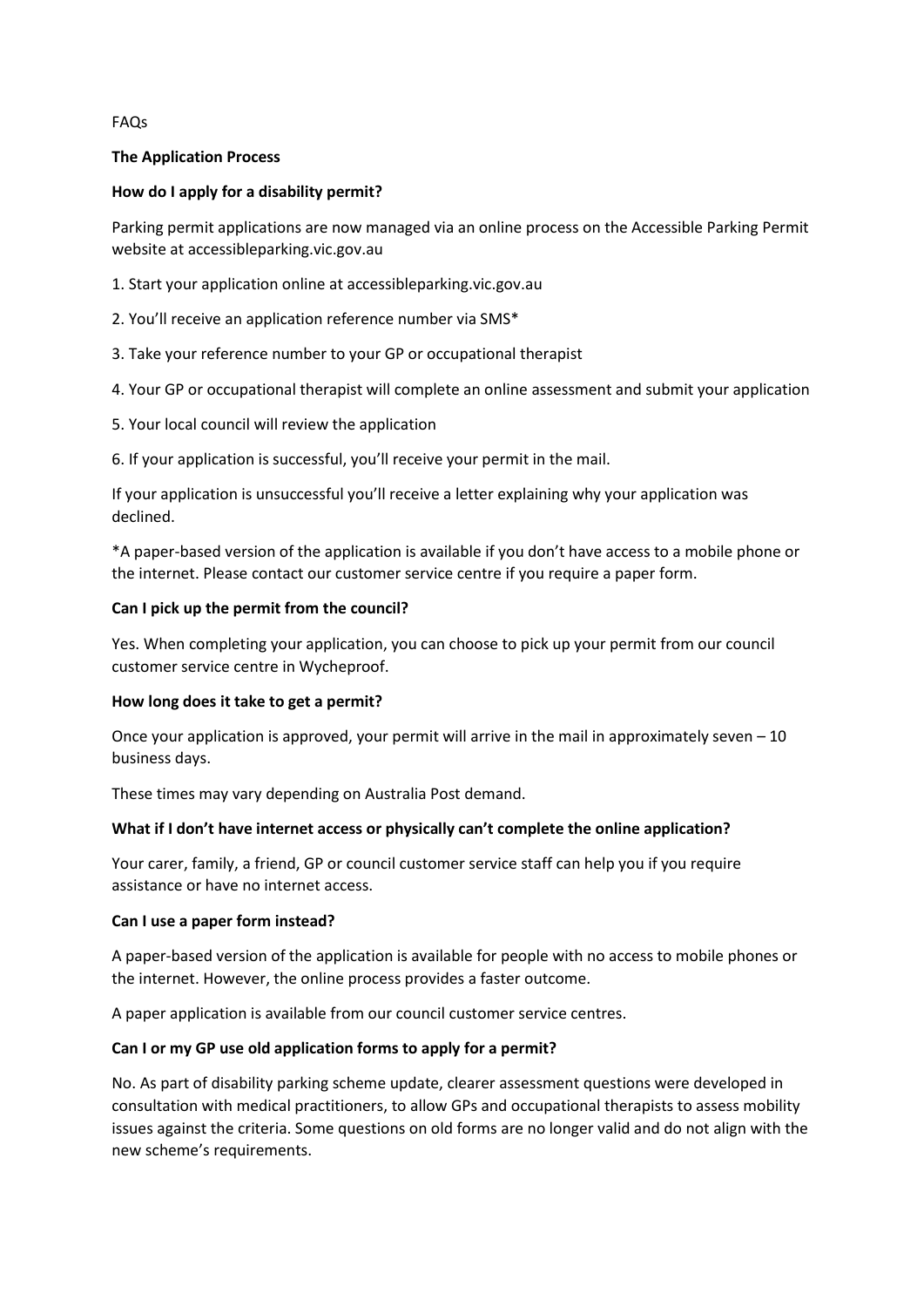FAQs

## The Application Process

### How do I apply for a disability permit?

Parking permit applications are now managed via an online process on the Accessible Parking Permit website at accessibleparking.vic.gov.au

1. Start your application online at accessibleparking.vic.gov.au
2. You'll receive an application reference number via SMS*
3. Take your reference number to your GP or occupational therapist
4. Your GP or occupational therapist will complete an online assessment and submit your application
5. Your local council will review the application
6. If your application is successful, you'll receive your permit in the mail.

If your application is unsuccessful you'll receive a letter explaining why your application was declined.

*A paper-based version of the application is available if you don't have access to a mobile phone or the internet. Please contact our customer service centre if you require a paper form.

### Can I pick up the permit from the council?

Yes. When completing your application, you can choose to pick up your permit from our council customer service centre in Wycheproof.

### How long does it take to get a permit?

Once your application is approved, your permit will arrive in the mail in approximately seven – 10 business days.

These times may vary depending on Australia Post demand.

### What if I don't have internet access or physically can't complete the online application?

Your carer, family, a friend, GP or council customer service staff can help you if you require assistance or have no internet access.

### Can I use a paper form instead?

A paper-based version of the application is available for people with no access to mobile phones or the internet. However, the online process provides a faster outcome.

A paper application is available from our council customer service centres.

### Can I or my GP use old application forms to apply for a permit?

No. As part of disability parking scheme update, clearer assessment questions were developed in consultation with medical practitioners, to allow GPs and occupational therapists to assess mobility issues against the criteria. Some questions on old forms are no longer valid and do not align with the new scheme's requirements.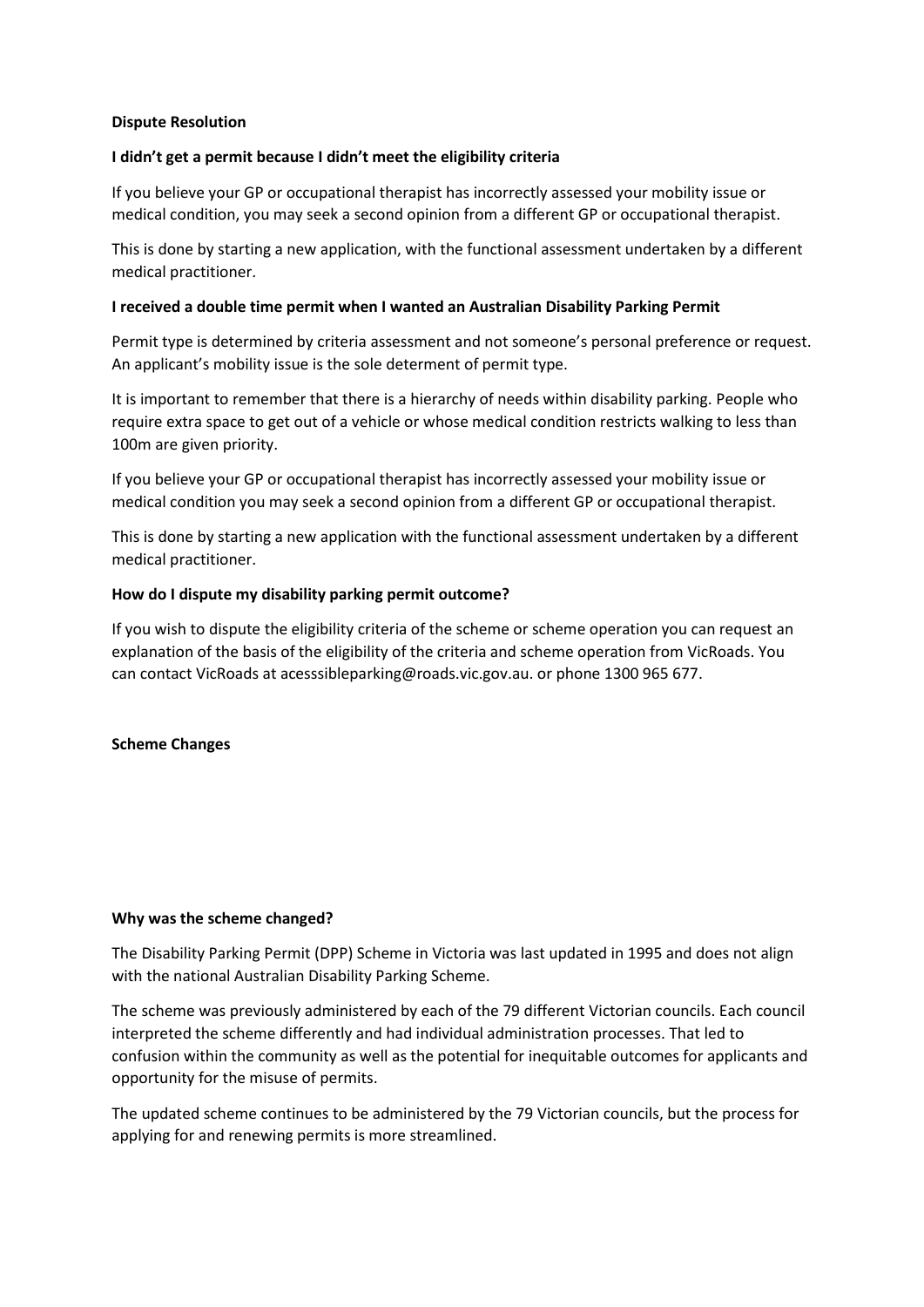**Dispute Resolution**

**I didn't get a permit because I didn't meet the eligibility criteria**

If you believe your GP or occupational therapist has incorrectly assessed your mobility issue or medical condition, you may seek a second opinion from a different GP or occupational therapist.

This is done by starting a new application, with the functional assessment undertaken by a different medical practitioner.

**I received a double time permit when I wanted an Australian Disability Parking Permit**

Permit type is determined by criteria assessment and not someone's personal preference or request. An applicant's mobility issue is the sole determent of permit type.

It is important to remember that there is a hierarchy of needs within disability parking. People who require extra space to get out of a vehicle or whose medical condition restricts walking to less than 100m are given priority.

If you believe your GP or occupational therapist has incorrectly assessed your mobility issue or medical condition you may seek a second opinion from a different GP or occupational therapist.

This is done by starting a new application with the functional assessment undertaken by a different medical practitioner.

**How do I dispute my disability parking permit outcome?**

If you wish to dispute the eligibility criteria of the scheme or scheme operation you can request an explanation of the basis of the eligibility of the criteria and scheme operation from VicRoads. You can contact VicRoads at acesssibleparking@roads.vic.gov.au. or phone 1300 965 677.

**Scheme Changes**

**Why was the scheme changed?**

The Disability Parking Permit (DPP) Scheme in Victoria was last updated in 1995 and does not align with the national Australian Disability Parking Scheme.

The scheme was previously administered by each of the 79 different Victorian councils. Each council interpreted the scheme differently and had individual administration processes. That led to confusion within the community as well as the potential for inequitable outcomes for applicants and opportunity for the misuse of permits.

The updated scheme continues to be administered by the 79 Victorian councils, but the process for applying for and renewing permits is more streamlined.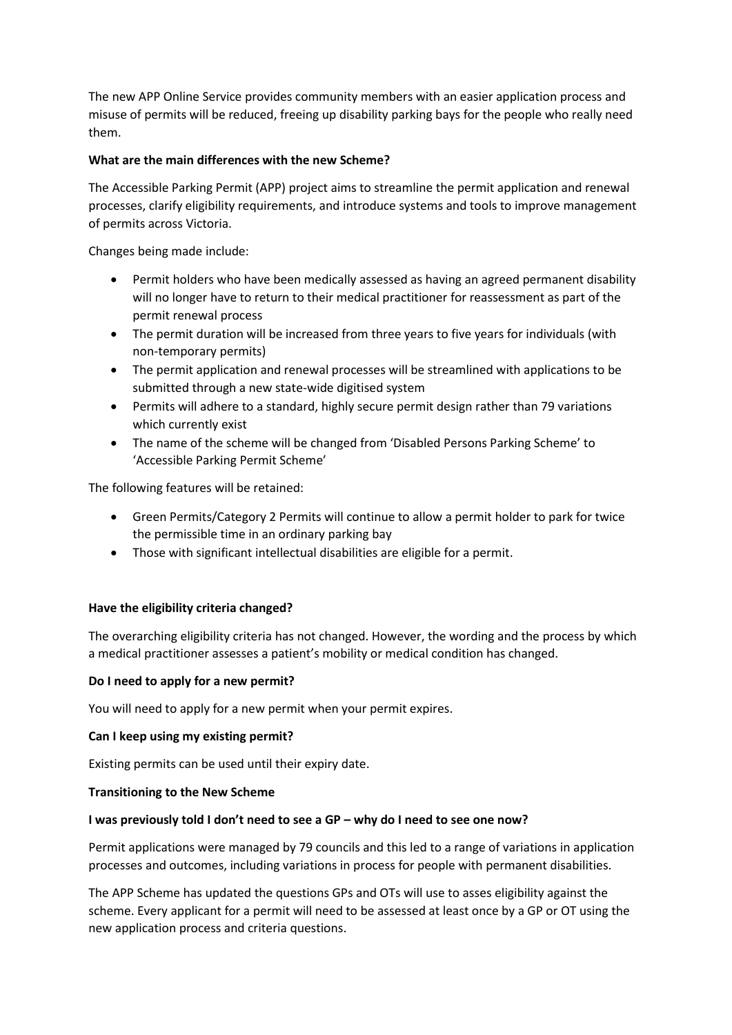The new APP Online Service provides community members with an easier application process and misuse of permits will be reduced, freeing up disability parking bays for the people who really need them.

**What are the main differences with the new Scheme?**

The Accessible Parking Permit (APP) project aims to streamline the permit application and renewal processes, clarify eligibility requirements, and introduce systems and tools to improve management of permits across Victoria.

Changes being made include:

- Permit holders who have been medically assessed as having an agreed permanent disability will no longer have to return to their medical practitioner for reassessment as part of the permit renewal process
- The permit duration will be increased from three years to five years for individuals (with non-temporary permits)
- The permit application and renewal processes will be streamlined with applications to be submitted through a new state-wide digitised system
- Permits will adhere to a standard, highly secure permit design rather than 79 variations which currently exist
- The name of the scheme will be changed from 'Disabled Persons Parking Scheme' to 'Accessible Parking Permit Scheme'

The following features will be retained:

- Green Permits/Category 2 Permits will continue to allow a permit holder to park for twice the permissible time in an ordinary parking bay
- Those with significant intellectual disabilities are eligible for a permit.

**Have the eligibility criteria changed?**

The overarching eligibility criteria has not changed. However, the wording and the process by which a medical practitioner assesses a patient's mobility or medical condition has changed.

**Do I need to apply for a new permit?**

You will need to apply for a new permit when your permit expires.

**Can I keep using my existing permit?**

Existing permits can be used until their expiry date.

**Transitioning to the New Scheme**

**I was previously told I don't need to see a GP – why do I need to see one now?**

Permit applications were managed by 79 councils and this led to a range of variations in application processes and outcomes, including variations in process for people with permanent disabilities.

The APP Scheme has updated the questions GPs and OTs will use to asses eligibility against the scheme. Every applicant for a permit will need to be assessed at least once by a GP or OT using the new application process and criteria questions.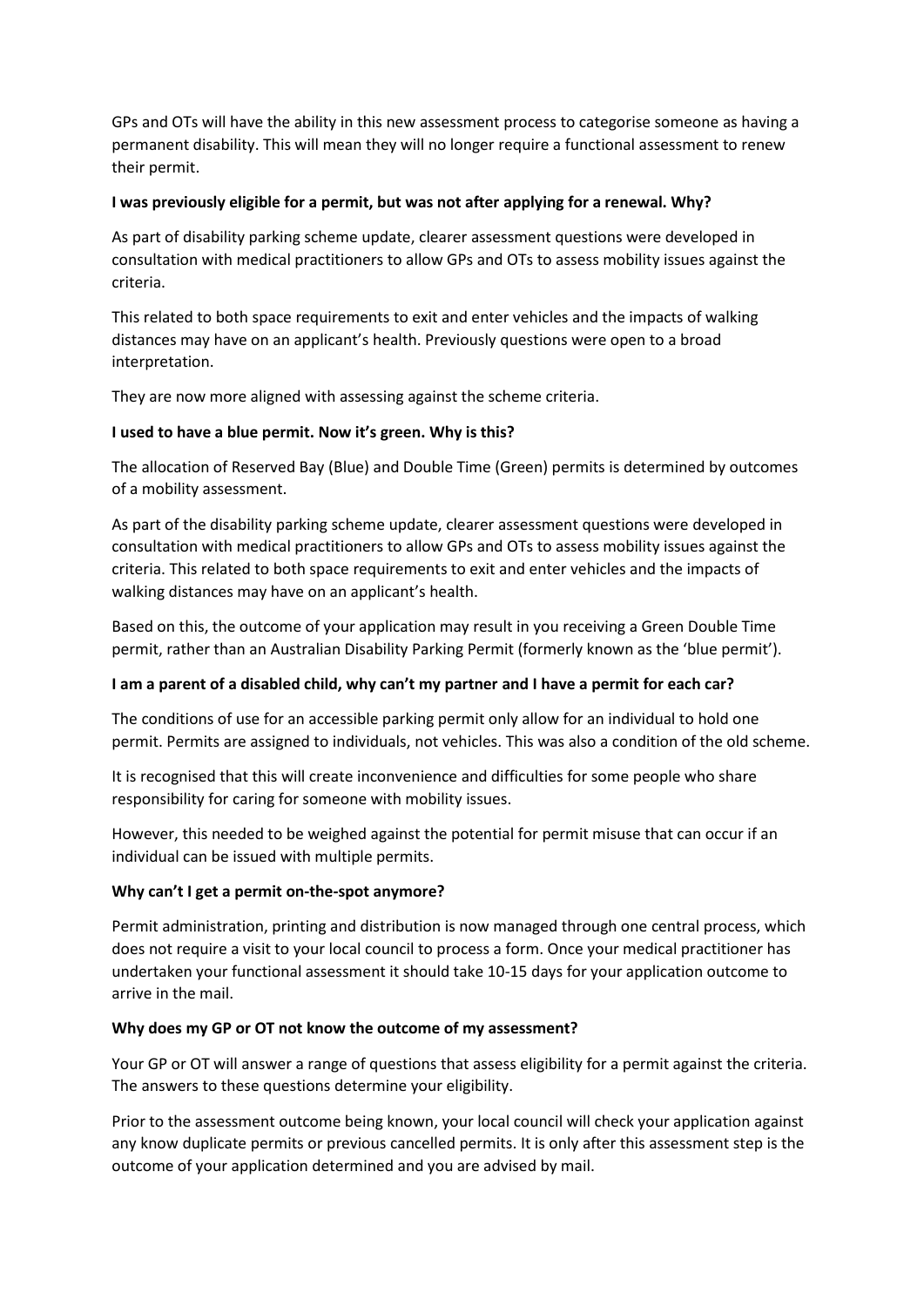GPs and OTs will have the ability in this new assessment process to categorise someone as having a permanent disability. This will mean they will no longer require a functional assessment to renew their permit.

**I was previously eligible for a permit, but was not after applying for a renewal. Why?**

As part of disability parking scheme update, clearer assessment questions were developed in consultation with medical practitioners to allow GPs and OTs to assess mobility issues against the criteria.

This related to both space requirements to exit and enter vehicles and the impacts of walking distances may have on an applicant's health. Previously questions were open to a broad interpretation.

They are now more aligned with assessing against the scheme criteria.

**I used to have a blue permit. Now it's green. Why is this?**

The allocation of Reserved Bay (Blue) and Double Time (Green) permits is determined by outcomes of a mobility assessment.

As part of the disability parking scheme update, clearer assessment questions were developed in consultation with medical practitioners to allow GPs and OTs to assess mobility issues against the criteria. This related to both space requirements to exit and enter vehicles and the impacts of walking distances may have on an applicant's health.

Based on this, the outcome of your application may result in you receiving a Green Double Time permit, rather than an Australian Disability Parking Permit (formerly known as the 'blue permit').

**I am a parent of a disabled child, why can't my partner and I have a permit for each car?**

The conditions of use for an accessible parking permit only allow for an individual to hold one permit. Permits are assigned to individuals, not vehicles. This was also a condition of the old scheme.

It is recognised that this will create inconvenience and difficulties for some people who share responsibility for caring for someone with mobility issues.

However, this needed to be weighed against the potential for permit misuse that can occur if an individual can be issued with multiple permits.

**Why can't I get a permit on-the-spot anymore?**

Permit administration, printing and distribution is now managed through one central process, which does not require a visit to your local council to process a form. Once your medical practitioner has undertaken your functional assessment it should take 10-15 days for your application outcome to arrive in the mail.

**Why does my GP or OT not know the outcome of my assessment?**

Your GP or OT will answer a range of questions that assess eligibility for a permit against the criteria. The answers to these questions determine your eligibility.

Prior to the assessment outcome being known, your local council will check your application against any know duplicate permits or previous cancelled permits. It is only after this assessment step is the outcome of your application determined and you are advised by mail.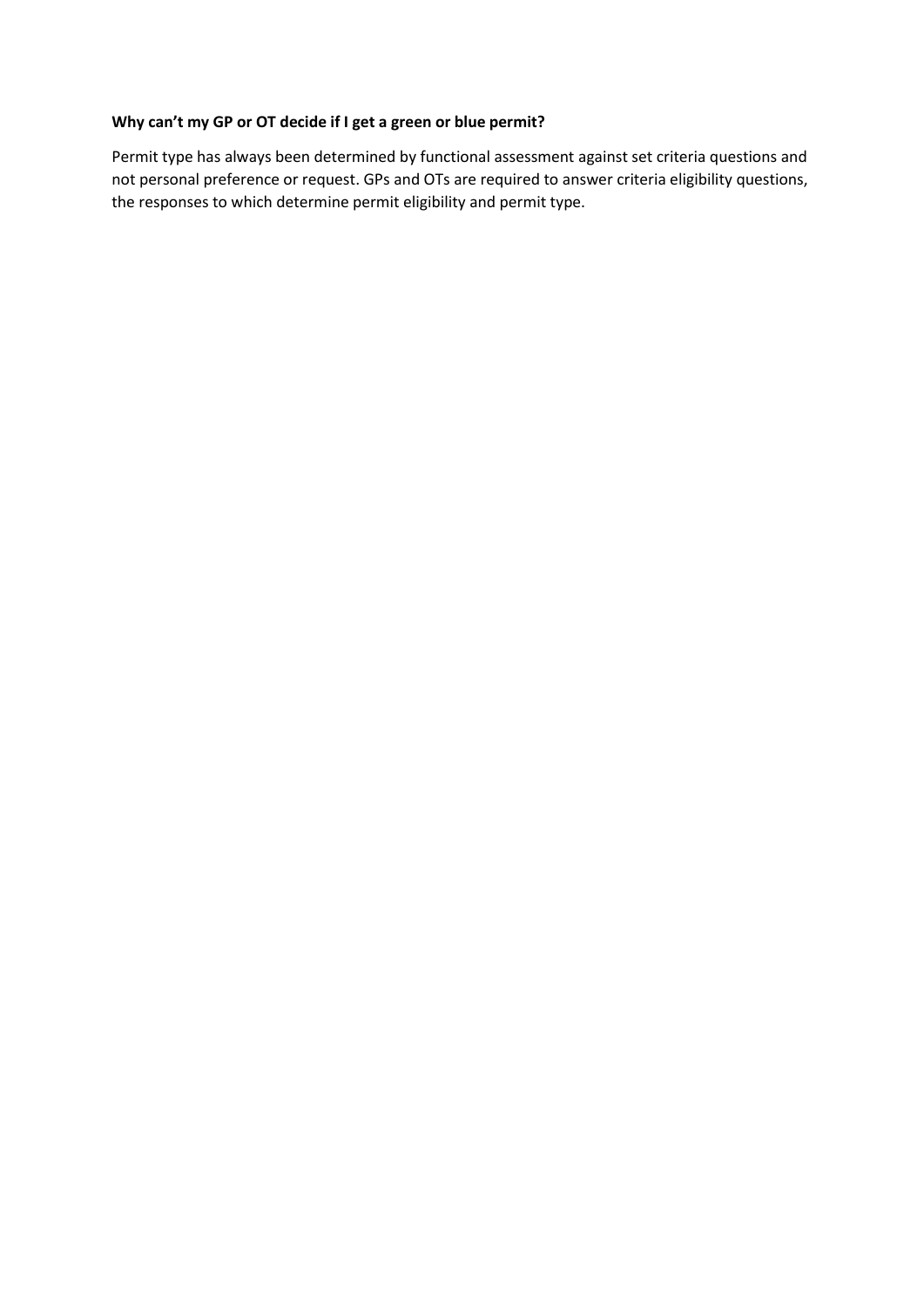**Why can’t my GP or OT decide if I get a green or blue permit?**

Permit type has always been determined by functional assessment against set criteria questions and not personal preference or request. GPs and OTs are required to answer criteria eligibility questions, the responses to which determine permit eligibility and permit type.